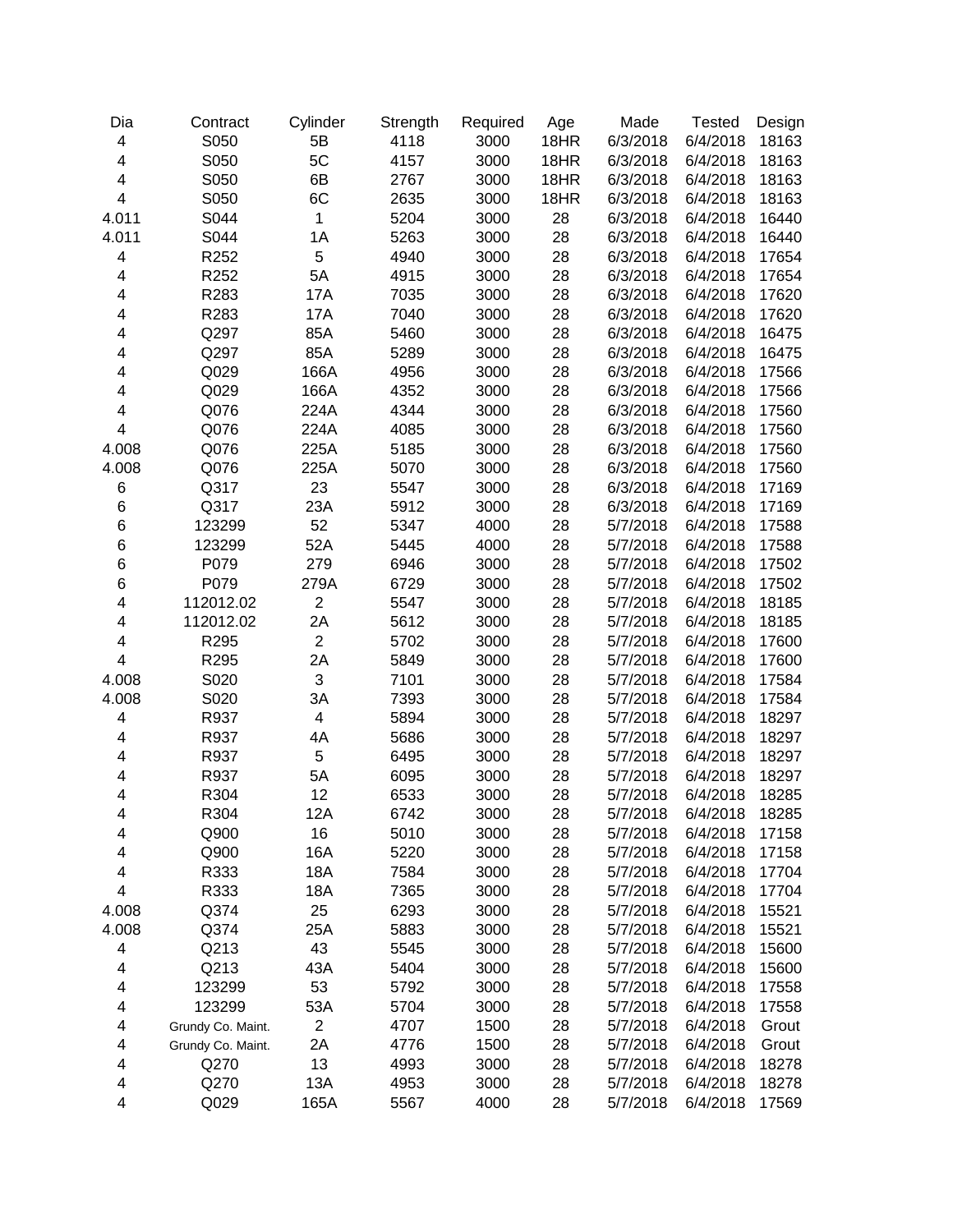| Dia | Contract | Cylinder | Strength | Required | Age | Made | Tested | Design |
|---|---|---|---|---|---|---|---|---|
| 4 | S050 | 5B | 4118 | 3000 | 18HR | 6/3/2018 | 6/4/2018 | 18163 |
| 4 | S050 | 5C | 4157 | 3000 | 18HR | 6/3/2018 | 6/4/2018 | 18163 |
| 4 | S050 | 6B | 2767 | 3000 | 18HR | 6/3/2018 | 6/4/2018 | 18163 |
| 4 | S050 | 6C | 2635 | 3000 | 18HR | 6/3/2018 | 6/4/2018 | 18163 |
| 4.011 | S044 | 1 | 5204 | 3000 | 28 | 6/3/2018 | 6/4/2018 | 16440 |
| 4.011 | S044 | 1A | 5263 | 3000 | 28 | 6/3/2018 | 6/4/2018 | 16440 |
| 4 | R252 | 5 | 4940 | 3000 | 28 | 6/3/2018 | 6/4/2018 | 17654 |
| 4 | R252 | 5A | 4915 | 3000 | 28 | 6/3/2018 | 6/4/2018 | 17654 |
| 4 | R283 | 17A | 7035 | 3000 | 28 | 6/3/2018 | 6/4/2018 | 17620 |
| 4 | R283 | 17A | 7040 | 3000 | 28 | 6/3/2018 | 6/4/2018 | 17620 |
| 4 | Q297 | 85A | 5460 | 3000 | 28 | 6/3/2018 | 6/4/2018 | 16475 |
| 4 | Q297 | 85A | 5289 | 3000 | 28 | 6/3/2018 | 6/4/2018 | 16475 |
| 4 | Q029 | 166A | 4956 | 3000 | 28 | 6/3/2018 | 6/4/2018 | 17566 |
| 4 | Q029 | 166A | 4352 | 3000 | 28 | 6/3/2018 | 6/4/2018 | 17566 |
| 4 | Q076 | 224A | 4344 | 3000 | 28 | 6/3/2018 | 6/4/2018 | 17560 |
| 4 | Q076 | 224A | 4085 | 3000 | 28 | 6/3/2018 | 6/4/2018 | 17560 |
| 4.008 | Q076 | 225A | 5185 | 3000 | 28 | 6/3/2018 | 6/4/2018 | 17560 |
| 4.008 | Q076 | 225A | 5070 | 3000 | 28 | 6/3/2018 | 6/4/2018 | 17560 |
| 6 | Q317 | 23 | 5547 | 3000 | 28 | 6/3/2018 | 6/4/2018 | 17169 |
| 6 | Q317 | 23A | 5912 | 3000 | 28 | 6/3/2018 | 6/4/2018 | 17169 |
| 6 | 123299 | 52 | 5347 | 4000 | 28 | 5/7/2018 | 6/4/2018 | 17588 |
| 6 | 123299 | 52A | 5445 | 4000 | 28 | 5/7/2018 | 6/4/2018 | 17588 |
| 6 | P079 | 279 | 6946 | 3000 | 28 | 5/7/2018 | 6/4/2018 | 17502 |
| 6 | P079 | 279A | 6729 | 3000 | 28 | 5/7/2018 | 6/4/2018 | 17502 |
| 4 | 112012.02 | 2 | 5547 | 3000 | 28 | 5/7/2018 | 6/4/2018 | 18185 |
| 4 | 112012.02 | 2A | 5612 | 3000 | 28 | 5/7/2018 | 6/4/2018 | 18185 |
| 4 | R295 | 2 | 5702 | 3000 | 28 | 5/7/2018 | 6/4/2018 | 17600 |
| 4 | R295 | 2A | 5849 | 3000 | 28 | 5/7/2018 | 6/4/2018 | 17600 |
| 4.008 | S020 | 3 | 7101 | 3000 | 28 | 5/7/2018 | 6/4/2018 | 17584 |
| 4.008 | S020 | 3A | 7393 | 3000 | 28 | 5/7/2018 | 6/4/2018 | 17584 |
| 4 | R937 | 4 | 5894 | 3000 | 28 | 5/7/2018 | 6/4/2018 | 18297 |
| 4 | R937 | 4A | 5686 | 3000 | 28 | 5/7/2018 | 6/4/2018 | 18297 |
| 4 | R937 | 5 | 6495 | 3000 | 28 | 5/7/2018 | 6/4/2018 | 18297 |
| 4 | R937 | 5A | 6095 | 3000 | 28 | 5/7/2018 | 6/4/2018 | 18297 |
| 4 | R304 | 12 | 6533 | 3000 | 28 | 5/7/2018 | 6/4/2018 | 18285 |
| 4 | R304 | 12A | 6742 | 3000 | 28 | 5/7/2018 | 6/4/2018 | 18285 |
| 4 | Q900 | 16 | 5010 | 3000 | 28 | 5/7/2018 | 6/4/2018 | 17158 |
| 4 | Q900 | 16A | 5220 | 3000 | 28 | 5/7/2018 | 6/4/2018 | 17158 |
| 4 | R333 | 18A | 7584 | 3000 | 28 | 5/7/2018 | 6/4/2018 | 17704 |
| 4 | R333 | 18A | 7365 | 3000 | 28 | 5/7/2018 | 6/4/2018 | 17704 |
| 4.008 | Q374 | 25 | 6293 | 3000 | 28 | 5/7/2018 | 6/4/2018 | 15521 |
| 4.008 | Q374 | 25A | 5883 | 3000 | 28 | 5/7/2018 | 6/4/2018 | 15521 |
| 4 | Q213 | 43 | 5545 | 3000 | 28 | 5/7/2018 | 6/4/2018 | 15600 |
| 4 | Q213 | 43A | 5404 | 3000 | 28 | 5/7/2018 | 6/4/2018 | 15600 |
| 4 | 123299 | 53 | 5792 | 3000 | 28 | 5/7/2018 | 6/4/2018 | 17558 |
| 4 | 123299 | 53A | 5704 | 3000 | 28 | 5/7/2018 | 6/4/2018 | 17558 |
| 4 | Grundy Co. Maint. | 2 | 4707 | 1500 | 28 | 5/7/2018 | 6/4/2018 | Grout |
| 4 | Grundy Co. Maint. | 2A | 4776 | 1500 | 28 | 5/7/2018 | 6/4/2018 | Grout |
| 4 | Q270 | 13 | 4993 | 3000 | 28 | 5/7/2018 | 6/4/2018 | 18278 |
| 4 | Q270 | 13A | 4953 | 3000 | 28 | 5/7/2018 | 6/4/2018 | 18278 |
| 4 | Q029 | 165A | 5567 | 4000 | 28 | 5/7/2018 | 6/4/2018 | 17569 |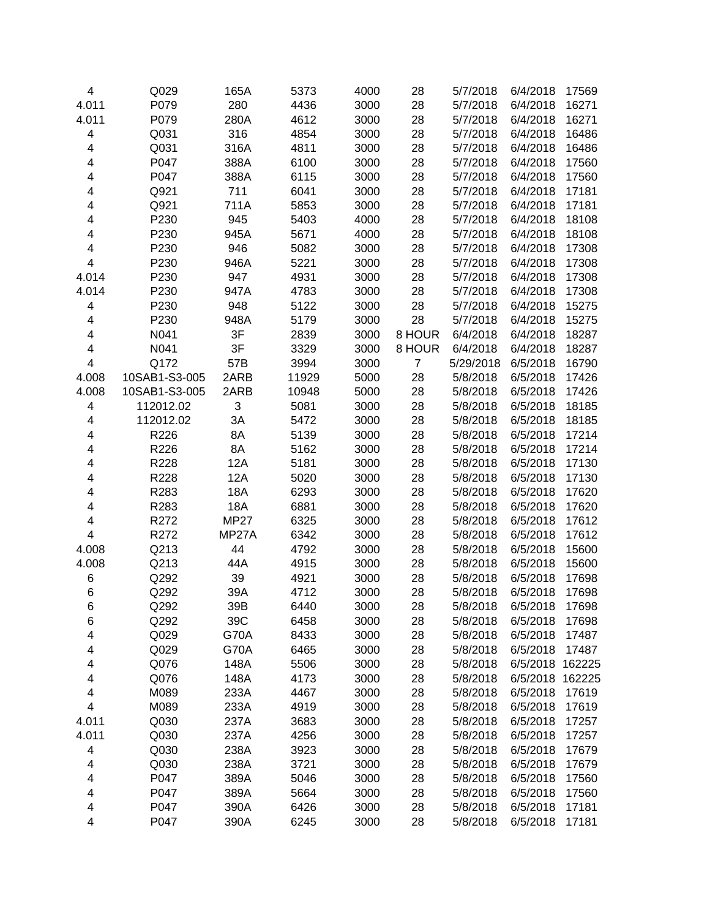| | | | | | | | | |
|---|---|---|---|---|---|---|---|---|
| 4 | Q029 | 165A | 5373 | 4000 | 28 | 5/7/2018 | 6/4/2018 | 17569 |
| 4.011 | P079 | 280 | 4436 | 3000 | 28 | 5/7/2018 | 6/4/2018 | 16271 |
| 4.011 | P079 | 280A | 4612 | 3000 | 28 | 5/7/2018 | 6/4/2018 | 16271 |
| 4 | Q031 | 316 | 4854 | 3000 | 28 | 5/7/2018 | 6/4/2018 | 16486 |
| 4 | Q031 | 316A | 4811 | 3000 | 28 | 5/7/2018 | 6/4/2018 | 16486 |
| 4 | P047 | 388A | 6100 | 3000 | 28 | 5/7/2018 | 6/4/2018 | 17560 |
| 4 | P047 | 388A | 6115 | 3000 | 28 | 5/7/2018 | 6/4/2018 | 17560 |
| 4 | Q921 | 711 | 6041 | 3000 | 28 | 5/7/2018 | 6/4/2018 | 17181 |
| 4 | Q921 | 711A | 5853 | 3000 | 28 | 5/7/2018 | 6/4/2018 | 17181 |
| 4 | P230 | 945 | 5403 | 4000 | 28 | 5/7/2018 | 6/4/2018 | 18108 |
| 4 | P230 | 945A | 5671 | 4000 | 28 | 5/7/2018 | 6/4/2018 | 18108 |
| 4 | P230 | 946 | 5082 | 3000 | 28 | 5/7/2018 | 6/4/2018 | 17308 |
| 4 | P230 | 946A | 5221 | 3000 | 28 | 5/7/2018 | 6/4/2018 | 17308 |
| 4.014 | P230 | 947 | 4931 | 3000 | 28 | 5/7/2018 | 6/4/2018 | 17308 |
| 4.014 | P230 | 947A | 4783 | 3000 | 28 | 5/7/2018 | 6/4/2018 | 17308 |
| 4 | P230 | 948 | 5122 | 3000 | 28 | 5/7/2018 | 6/4/2018 | 15275 |
| 4 | P230 | 948A | 5179 | 3000 | 28 | 5/7/2018 | 6/4/2018 | 15275 |
| 4 | N041 | 3F | 2839 | 3000 | 8 HOUR | 6/4/2018 | 6/4/2018 | 18287 |
| 4 | N041 | 3F | 3329 | 3000 | 8 HOUR | 6/4/2018 | 6/4/2018 | 18287 |
| 4 | Q172 | 57B | 3994 | 3000 | 7 | 5/29/2018 | 6/5/2018 | 16790 |
| 4.008 | 10SAB1-S3-005 | 2ARB | 11929 | 5000 | 28 | 5/8/2018 | 6/5/2018 | 17426 |
| 4.008 | 10SAB1-S3-005 | 2ARB | 10948 | 5000 | 28 | 5/8/2018 | 6/5/2018 | 17426 |
| 4 | 112012.02 | 3 | 5081 | 3000 | 28 | 5/8/2018 | 6/5/2018 | 18185 |
| 4 | 112012.02 | 3A | 5472 | 3000 | 28 | 5/8/2018 | 6/5/2018 | 18185 |
| 4 | R226 | 8A | 5139 | 3000 | 28 | 5/8/2018 | 6/5/2018 | 17214 |
| 4 | R226 | 8A | 5162 | 3000 | 28 | 5/8/2018 | 6/5/2018 | 17214 |
| 4 | R228 | 12A | 5181 | 3000 | 28 | 5/8/2018 | 6/5/2018 | 17130 |
| 4 | R228 | 12A | 5020 | 3000 | 28 | 5/8/2018 | 6/5/2018 | 17130 |
| 4 | R283 | 18A | 6293 | 3000 | 28 | 5/8/2018 | 6/5/2018 | 17620 |
| 4 | R283 | 18A | 6881 | 3000 | 28 | 5/8/2018 | 6/5/2018 | 17620 |
| 4 | R272 | MP27 | 6325 | 3000 | 28 | 5/8/2018 | 6/5/2018 | 17612 |
| 4 | R272 | MP27A | 6342 | 3000 | 28 | 5/8/2018 | 6/5/2018 | 17612 |
| 4.008 | Q213 | 44 | 4792 | 3000 | 28 | 5/8/2018 | 6/5/2018 | 15600 |
| 4.008 | Q213 | 44A | 4915 | 3000 | 28 | 5/8/2018 | 6/5/2018 | 15600 |
| 6 | Q292 | 39 | 4921 | 3000 | 28 | 5/8/2018 | 6/5/2018 | 17698 |
| 6 | Q292 | 39A | 4712 | 3000 | 28 | 5/8/2018 | 6/5/2018 | 17698 |
| 6 | Q292 | 39B | 6440 | 3000 | 28 | 5/8/2018 | 6/5/2018 | 17698 |
| 6 | Q292 | 39C | 6458 | 3000 | 28 | 5/8/2018 | 6/5/2018 | 17698 |
| 4 | Q029 | G70A | 8433 | 3000 | 28 | 5/8/2018 | 6/5/2018 | 17487 |
| 4 | Q029 | G70A | 6465 | 3000 | 28 | 5/8/2018 | 6/5/2018 | 17487 |
| 4 | Q076 | 148A | 5506 | 3000 | 28 | 5/8/2018 | 6/5/2018 | 162225 |
| 4 | Q076 | 148A | 4173 | 3000 | 28 | 5/8/2018 | 6/5/2018 | 162225 |
| 4 | M089 | 233A | 4467 | 3000 | 28 | 5/8/2018 | 6/5/2018 | 17619 |
| 4 | M089 | 233A | 4919 | 3000 | 28 | 5/8/2018 | 6/5/2018 | 17619 |
| 4.011 | Q030 | 237A | 3683 | 3000 | 28 | 5/8/2018 | 6/5/2018 | 17257 |
| 4.011 | Q030 | 237A | 4256 | 3000 | 28 | 5/8/2018 | 6/5/2018 | 17257 |
| 4 | Q030 | 238A | 3923 | 3000 | 28 | 5/8/2018 | 6/5/2018 | 17679 |
| 4 | Q030 | 238A | 3721 | 3000 | 28 | 5/8/2018 | 6/5/2018 | 17679 |
| 4 | P047 | 389A | 5046 | 3000 | 28 | 5/8/2018 | 6/5/2018 | 17560 |
| 4 | P047 | 389A | 5664 | 3000 | 28 | 5/8/2018 | 6/5/2018 | 17560 |
| 4 | P047 | 390A | 6426 | 3000 | 28 | 5/8/2018 | 6/5/2018 | 17181 |
| 4 | P047 | 390A | 6245 | 3000 | 28 | 5/8/2018 | 6/5/2018 | 17181 |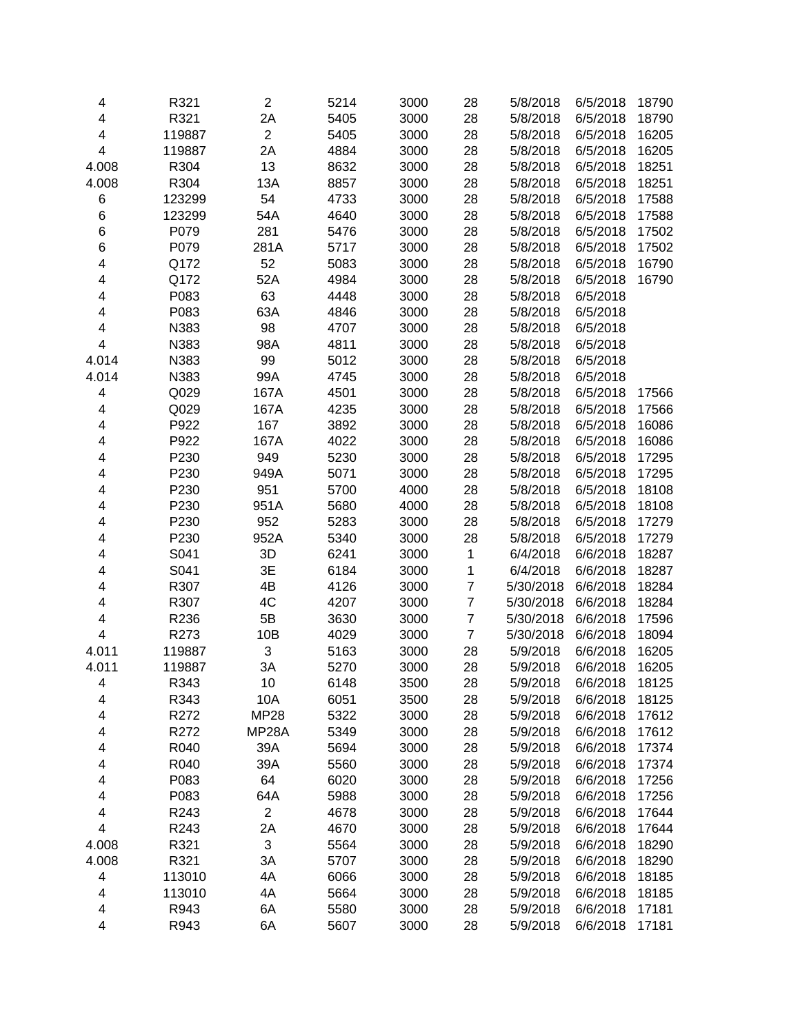| | | | | | | | | |
|---|---|---|---|---|---|---|---|---|
| 4 | R321 | 2 | 5214 | 3000 | 28 | 5/8/2018 | 6/5/2018 | 18790 |
| 4 | R321 | 2A | 5405 | 3000 | 28 | 5/8/2018 | 6/5/2018 | 18790 |
| 4 | 119887 | 2 | 5405 | 3000 | 28 | 5/8/2018 | 6/5/2018 | 16205 |
| 4 | 119887 | 2A | 4884 | 3000 | 28 | 5/8/2018 | 6/5/2018 | 16205 |
| 4.008 | R304 | 13 | 8632 | 3000 | 28 | 5/8/2018 | 6/5/2018 | 18251 |
| 4.008 | R304 | 13A | 8857 | 3000 | 28 | 5/8/2018 | 6/5/2018 | 18251 |
| 6 | 123299 | 54 | 4733 | 3000 | 28 | 5/8/2018 | 6/5/2018 | 17588 |
| 6 | 123299 | 54A | 4640 | 3000 | 28 | 5/8/2018 | 6/5/2018 | 17588 |
| 6 | P079 | 281 | 5476 | 3000 | 28 | 5/8/2018 | 6/5/2018 | 17502 |
| 6 | P079 | 281A | 5717 | 3000 | 28 | 5/8/2018 | 6/5/2018 | 17502 |
| 4 | Q172 | 52 | 5083 | 3000 | 28 | 5/8/2018 | 6/5/2018 | 16790 |
| 4 | Q172 | 52A | 4984 | 3000 | 28 | 5/8/2018 | 6/5/2018 | 16790 |
| 4 | P083 | 63 | 4448 | 3000 | 28 | 5/8/2018 | 6/5/2018 | |
| 4 | P083 | 63A | 4846 | 3000 | 28 | 5/8/2018 | 6/5/2018 | |
| 4 | N383 | 98 | 4707 | 3000 | 28 | 5/8/2018 | 6/5/2018 | |
| 4 | N383 | 98A | 4811 | 3000 | 28 | 5/8/2018 | 6/5/2018 | |
| 4.014 | N383 | 99 | 5012 | 3000 | 28 | 5/8/2018 | 6/5/2018 | |
| 4.014 | N383 | 99A | 4745 | 3000 | 28 | 5/8/2018 | 6/5/2018 | |
| 4 | Q029 | 167A | 4501 | 3000 | 28 | 5/8/2018 | 6/5/2018 | 17566 |
| 4 | Q029 | 167A | 4235 | 3000 | 28 | 5/8/2018 | 6/5/2018 | 17566 |
| 4 | P922 | 167 | 3892 | 3000 | 28 | 5/8/2018 | 6/5/2018 | 16086 |
| 4 | P922 | 167A | 4022 | 3000 | 28 | 5/8/2018 | 6/5/2018 | 16086 |
| 4 | P230 | 949 | 5230 | 3000 | 28 | 5/8/2018 | 6/5/2018 | 17295 |
| 4 | P230 | 949A | 5071 | 3000 | 28 | 5/8/2018 | 6/5/2018 | 17295 |
| 4 | P230 | 951 | 5700 | 4000 | 28 | 5/8/2018 | 6/5/2018 | 18108 |
| 4 | P230 | 951A | 5680 | 4000 | 28 | 5/8/2018 | 6/5/2018 | 18108 |
| 4 | P230 | 952 | 5283 | 3000 | 28 | 5/8/2018 | 6/5/2018 | 17279 |
| 4 | P230 | 952A | 5340 | 3000 | 28 | 5/8/2018 | 6/5/2018 | 17279 |
| 4 | S041 | 3D | 6241 | 3000 | 1 | 6/4/2018 | 6/6/2018 | 18287 |
| 4 | S041 | 3E | 6184 | 3000 | 1 | 6/4/2018 | 6/6/2018 | 18287 |
| 4 | R307 | 4B | 4126 | 3000 | 7 | 5/30/2018 | 6/6/2018 | 18284 |
| 4 | R307 | 4C | 4207 | 3000 | 7 | 5/30/2018 | 6/6/2018 | 18284 |
| 4 | R236 | 5B | 3630 | 3000 | 7 | 5/30/2018 | 6/6/2018 | 17596 |
| 4 | R273 | 10B | 4029 | 3000 | 7 | 5/30/2018 | 6/6/2018 | 18094 |
| 4.011 | 119887 | 3 | 5163 | 3000 | 28 | 5/9/2018 | 6/6/2018 | 16205 |
| 4.011 | 119887 | 3A | 5270 | 3000 | 28 | 5/9/2018 | 6/6/2018 | 16205 |
| 4 | R343 | 10 | 6148 | 3500 | 28 | 5/9/2018 | 6/6/2018 | 18125 |
| 4 | R343 | 10A | 6051 | 3500 | 28 | 5/9/2018 | 6/6/2018 | 18125 |
| 4 | R272 | MP28 | 5322 | 3000 | 28 | 5/9/2018 | 6/6/2018 | 17612 |
| 4 | R272 | MP28A | 5349 | 3000 | 28 | 5/9/2018 | 6/6/2018 | 17612 |
| 4 | R040 | 39A | 5694 | 3000 | 28 | 5/9/2018 | 6/6/2018 | 17374 |
| 4 | R040 | 39A | 5560 | 3000 | 28 | 5/9/2018 | 6/6/2018 | 17374 |
| 4 | P083 | 64 | 6020 | 3000 | 28 | 5/9/2018 | 6/6/2018 | 17256 |
| 4 | P083 | 64A | 5988 | 3000 | 28 | 5/9/2018 | 6/6/2018 | 17256 |
| 4 | R243 | 2 | 4678 | 3000 | 28 | 5/9/2018 | 6/6/2018 | 17644 |
| 4 | R243 | 2A | 4670 | 3000 | 28 | 5/9/2018 | 6/6/2018 | 17644 |
| 4.008 | R321 | 3 | 5564 | 3000 | 28 | 5/9/2018 | 6/6/2018 | 18290 |
| 4.008 | R321 | 3A | 5707 | 3000 | 28 | 5/9/2018 | 6/6/2018 | 18290 |
| 4 | 113010 | 4A | 6066 | 3000 | 28 | 5/9/2018 | 6/6/2018 | 18185 |
| 4 | 113010 | 4A | 5664 | 3000 | 28 | 5/9/2018 | 6/6/2018 | 18185 |
| 4 | R943 | 6A | 5580 | 3000 | 28 | 5/9/2018 | 6/6/2018 | 17181 |
| 4 | R943 | 6A | 5607 | 3000 | 28 | 5/9/2018 | 6/6/2018 | 17181 |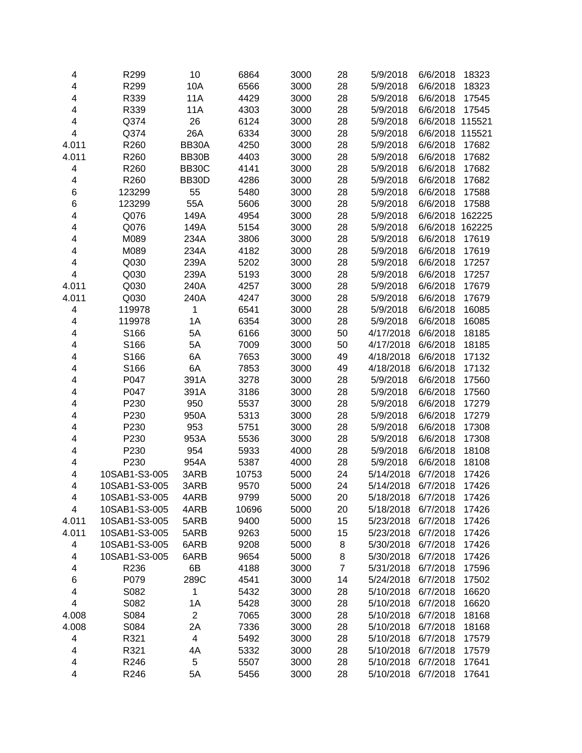| | | | | | | | | |
|---|---|---|---|---|---|---|---|---|
| 4 | R299 | 10 | 6864 | 3000 | 28 | 5/9/2018 | 6/6/2018 | 18323 |
| 4 | R299 | 10A | 6566 | 3000 | 28 | 5/9/2018 | 6/6/2018 | 18323 |
| 4 | R339 | 11A | 4429 | 3000 | 28 | 5/9/2018 | 6/6/2018 | 17545 |
| 4 | R339 | 11A | 4303 | 3000 | 28 | 5/9/2018 | 6/6/2018 | 17545 |
| 4 | Q374 | 26 | 6124 | 3000 | 28 | 5/9/2018 | 6/6/2018 | 115521 |
| 4 | Q374 | 26A | 6334 | 3000 | 28 | 5/9/2018 | 6/6/2018 | 115521 |
| 4.011 | R260 | BB30A | 4250 | 3000 | 28 | 5/9/2018 | 6/6/2018 | 17682 |
| 4.011 | R260 | BB30B | 4403 | 3000 | 28 | 5/9/2018 | 6/6/2018 | 17682 |
| 4 | R260 | BB30C | 4141 | 3000 | 28 | 5/9/2018 | 6/6/2018 | 17682 |
| 4 | R260 | BB30D | 4286 | 3000 | 28 | 5/9/2018 | 6/6/2018 | 17682 |
| 6 | 123299 | 55 | 5480 | 3000 | 28 | 5/9/2018 | 6/6/2018 | 17588 |
| 6 | 123299 | 55A | 5606 | 3000 | 28 | 5/9/2018 | 6/6/2018 | 17588 |
| 4 | Q076 | 149A | 4954 | 3000 | 28 | 5/9/2018 | 6/6/2018 | 162225 |
| 4 | Q076 | 149A | 5154 | 3000 | 28 | 5/9/2018 | 6/6/2018 | 162225 |
| 4 | M089 | 234A | 3806 | 3000 | 28 | 5/9/2018 | 6/6/2018 | 17619 |
| 4 | M089 | 234A | 4182 | 3000 | 28 | 5/9/2018 | 6/6/2018 | 17619 |
| 4 | Q030 | 239A | 5202 | 3000 | 28 | 5/9/2018 | 6/6/2018 | 17257 |
| 4 | Q030 | 239A | 5193 | 3000 | 28 | 5/9/2018 | 6/6/2018 | 17257 |
| 4.011 | Q030 | 240A | 4257 | 3000 | 28 | 5/9/2018 | 6/6/2018 | 17679 |
| 4.011 | Q030 | 240A | 4247 | 3000 | 28 | 5/9/2018 | 6/6/2018 | 17679 |
| 4 | 119978 | 1 | 6541 | 3000 | 28 | 5/9/2018 | 6/6/2018 | 16085 |
| 4 | 119978 | 1A | 6354 | 3000 | 28 | 5/9/2018 | 6/6/2018 | 16085 |
| 4 | S166 | 5A | 6166 | 3000 | 50 | 4/17/2018 | 6/6/2018 | 18185 |
| 4 | S166 | 5A | 7009 | 3000 | 50 | 4/17/2018 | 6/6/2018 | 18185 |
| 4 | S166 | 6A | 7653 | 3000 | 49 | 4/18/2018 | 6/6/2018 | 17132 |
| 4 | S166 | 6A | 7853 | 3000 | 49 | 4/18/2018 | 6/6/2018 | 17132 |
| 4 | P047 | 391A | 3278 | 3000 | 28 | 5/9/2018 | 6/6/2018 | 17560 |
| 4 | P047 | 391A | 3186 | 3000 | 28 | 5/9/2018 | 6/6/2018 | 17560 |
| 4 | P230 | 950 | 5537 | 3000 | 28 | 5/9/2018 | 6/6/2018 | 17279 |
| 4 | P230 | 950A | 5313 | 3000 | 28 | 5/9/2018 | 6/6/2018 | 17279 |
| 4 | P230 | 953 | 5751 | 3000 | 28 | 5/9/2018 | 6/6/2018 | 17308 |
| 4 | P230 | 953A | 5536 | 3000 | 28 | 5/9/2018 | 6/6/2018 | 17308 |
| 4 | P230 | 954 | 5933 | 4000 | 28 | 5/9/2018 | 6/6/2018 | 18108 |
| 4 | P230 | 954A | 5387 | 4000 | 28 | 5/9/2018 | 6/6/2018 | 18108 |
| 4 | 10SAB1-S3-005 | 3ARB | 10753 | 5000 | 24 | 5/14/2018 | 6/7/2018 | 17426 |
| 4 | 10SAB1-S3-005 | 3ARB | 9570 | 5000 | 24 | 5/14/2018 | 6/7/2018 | 17426 |
| 4 | 10SAB1-S3-005 | 4ARB | 9799 | 5000 | 20 | 5/18/2018 | 6/7/2018 | 17426 |
| 4 | 10SAB1-S3-005 | 4ARB | 10696 | 5000 | 20 | 5/18/2018 | 6/7/2018 | 17426 |
| 4.011 | 10SAB1-S3-005 | 5ARB | 9400 | 5000 | 15 | 5/23/2018 | 6/7/2018 | 17426 |
| 4.011 | 10SAB1-S3-005 | 5ARB | 9263 | 5000 | 15 | 5/23/2018 | 6/7/2018 | 17426 |
| 4 | 10SAB1-S3-005 | 6ARB | 9208 | 5000 | 8 | 5/30/2018 | 6/7/2018 | 17426 |
| 4 | 10SAB1-S3-005 | 6ARB | 9654 | 5000 | 8 | 5/30/2018 | 6/7/2018 | 17426 |
| 4 | R236 | 6B | 4188 | 3000 | 7 | 5/31/2018 | 6/7/2018 | 17596 |
| 6 | P079 | 289C | 4541 | 3000 | 14 | 5/24/2018 | 6/7/2018 | 17502 |
| 4 | S082 | 1 | 5432 | 3000 | 28 | 5/10/2018 | 6/7/2018 | 16620 |
| 4 | S082 | 1A | 5428 | 3000 | 28 | 5/10/2018 | 6/7/2018 | 16620 |
| 4.008 | S084 | 2 | 7065 | 3000 | 28 | 5/10/2018 | 6/7/2018 | 18168 |
| 4.008 | S084 | 2A | 7336 | 3000 | 28 | 5/10/2018 | 6/7/2018 | 18168 |
| 4 | R321 | 4 | 5492 | 3000 | 28 | 5/10/2018 | 6/7/2018 | 17579 |
| 4 | R321 | 4A | 5332 | 3000 | 28 | 5/10/2018 | 6/7/2018 | 17579 |
| 4 | R246 | 5 | 5507 | 3000 | 28 | 5/10/2018 | 6/7/2018 | 17641 |
| 4 | R246 | 5A | 5456 | 3000 | 28 | 5/10/2018 | 6/7/2018 | 17641 |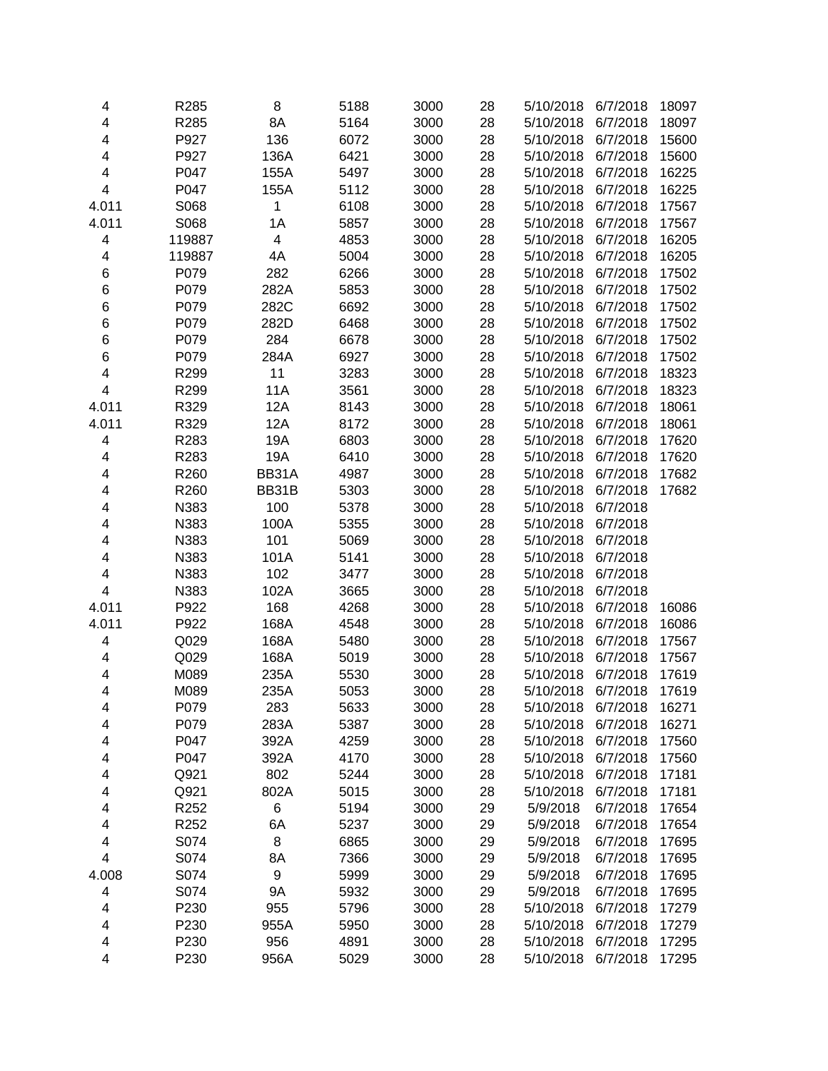| | | | | | | | | |
|---|---|---|---|---|---|---|---|---|
| 4 | R285 | 8 | 5188 | 3000 | 28 | 5/10/2018 | 6/7/2018 | 18097 |
| 4 | R285 | 8A | 5164 | 3000 | 28 | 5/10/2018 | 6/7/2018 | 18097 |
| 4 | P927 | 136 | 6072 | 3000 | 28 | 5/10/2018 | 6/7/2018 | 15600 |
| 4 | P927 | 136A | 6421 | 3000 | 28 | 5/10/2018 | 6/7/2018 | 15600 |
| 4 | P047 | 155A | 5497 | 3000 | 28 | 5/10/2018 | 6/7/2018 | 16225 |
| 4 | P047 | 155A | 5112 | 3000 | 28 | 5/10/2018 | 6/7/2018 | 16225 |
| 4.011 | S068 | 1 | 6108 | 3000 | 28 | 5/10/2018 | 6/7/2018 | 17567 |
| 4.011 | S068 | 1A | 5857 | 3000 | 28 | 5/10/2018 | 6/7/2018 | 17567 |
| 4 | 119887 | 4 | 4853 | 3000 | 28 | 5/10/2018 | 6/7/2018 | 16205 |
| 4 | 119887 | 4A | 5004 | 3000 | 28 | 5/10/2018 | 6/7/2018 | 16205 |
| 6 | P079 | 282 | 6266 | 3000 | 28 | 5/10/2018 | 6/7/2018 | 17502 |
| 6 | P079 | 282A | 5853 | 3000 | 28 | 5/10/2018 | 6/7/2018 | 17502 |
| 6 | P079 | 282C | 6692 | 3000 | 28 | 5/10/2018 | 6/7/2018 | 17502 |
| 6 | P079 | 282D | 6468 | 3000 | 28 | 5/10/2018 | 6/7/2018 | 17502 |
| 6 | P079 | 284 | 6678 | 3000 | 28 | 5/10/2018 | 6/7/2018 | 17502 |
| 6 | P079 | 284A | 6927 | 3000 | 28 | 5/10/2018 | 6/7/2018 | 17502 |
| 4 | R299 | 11 | 3283 | 3000 | 28 | 5/10/2018 | 6/7/2018 | 18323 |
| 4 | R299 | 11A | 3561 | 3000 | 28 | 5/10/2018 | 6/7/2018 | 18323 |
| 4.011 | R329 | 12A | 8143 | 3000 | 28 | 5/10/2018 | 6/7/2018 | 18061 |
| 4.011 | R329 | 12A | 8172 | 3000 | 28 | 5/10/2018 | 6/7/2018 | 18061 |
| 4 | R283 | 19A | 6803 | 3000 | 28 | 5/10/2018 | 6/7/2018 | 17620 |
| 4 | R283 | 19A | 6410 | 3000 | 28 | 5/10/2018 | 6/7/2018 | 17620 |
| 4 | R260 | BB31A | 4987 | 3000 | 28 | 5/10/2018 | 6/7/2018 | 17682 |
| 4 | R260 | BB31B | 5303 | 3000 | 28 | 5/10/2018 | 6/7/2018 | 17682 |
| 4 | N383 | 100 | 5378 | 3000 | 28 | 5/10/2018 | 6/7/2018 | |
| 4 | N383 | 100A | 5355 | 3000 | 28 | 5/10/2018 | 6/7/2018 | |
| 4 | N383 | 101 | 5069 | 3000 | 28 | 5/10/2018 | 6/7/2018 | |
| 4 | N383 | 101A | 5141 | 3000 | 28 | 5/10/2018 | 6/7/2018 | |
| 4 | N383 | 102 | 3477 | 3000 | 28 | 5/10/2018 | 6/7/2018 | |
| 4 | N383 | 102A | 3665 | 3000 | 28 | 5/10/2018 | 6/7/2018 | |
| 4.011 | P922 | 168 | 4268 | 3000 | 28 | 5/10/2018 | 6/7/2018 | 16086 |
| 4.011 | P922 | 168A | 4548 | 3000 | 28 | 5/10/2018 | 6/7/2018 | 16086 |
| 4 | Q029 | 168A | 5480 | 3000 | 28 | 5/10/2018 | 6/7/2018 | 17567 |
| 4 | Q029 | 168A | 5019 | 3000 | 28 | 5/10/2018 | 6/7/2018 | 17567 |
| 4 | M089 | 235A | 5530 | 3000 | 28 | 5/10/2018 | 6/7/2018 | 17619 |
| 4 | M089 | 235A | 5053 | 3000 | 28 | 5/10/2018 | 6/7/2018 | 17619 |
| 4 | P079 | 283 | 5633 | 3000 | 28 | 5/10/2018 | 6/7/2018 | 16271 |
| 4 | P079 | 283A | 5387 | 3000 | 28 | 5/10/2018 | 6/7/2018 | 16271 |
| 4 | P047 | 392A | 4259 | 3000 | 28 | 5/10/2018 | 6/7/2018 | 17560 |
| 4 | P047 | 392A | 4170 | 3000 | 28 | 5/10/2018 | 6/7/2018 | 17560 |
| 4 | Q921 | 802 | 5244 | 3000 | 28 | 5/10/2018 | 6/7/2018 | 17181 |
| 4 | Q921 | 802A | 5015 | 3000 | 28 | 5/10/2018 | 6/7/2018 | 17181 |
| 4 | R252 | 6 | 5194 | 3000 | 29 | 5/9/2018 | 6/7/2018 | 17654 |
| 4 | R252 | 6A | 5237 | 3000 | 29 | 5/9/2018 | 6/7/2018 | 17654 |
| 4 | S074 | 8 | 6865 | 3000 | 29 | 5/9/2018 | 6/7/2018 | 17695 |
| 4 | S074 | 8A | 7366 | 3000 | 29 | 5/9/2018 | 6/7/2018 | 17695 |
| 4.008 | S074 | 9 | 5999 | 3000 | 29 | 5/9/2018 | 6/7/2018 | 17695 |
| 4 | S074 | 9A | 5932 | 3000 | 29 | 5/9/2018 | 6/7/2018 | 17695 |
| 4 | P230 | 955 | 5796 | 3000 | 28 | 5/10/2018 | 6/7/2018 | 17279 |
| 4 | P230 | 955A | 5950 | 3000 | 28 | 5/10/2018 | 6/7/2018 | 17279 |
| 4 | P230 | 956 | 4891 | 3000 | 28 | 5/10/2018 | 6/7/2018 | 17295 |
| 4 | P230 | 956A | 5029 | 3000 | 28 | 5/10/2018 | 6/7/2018 | 17295 |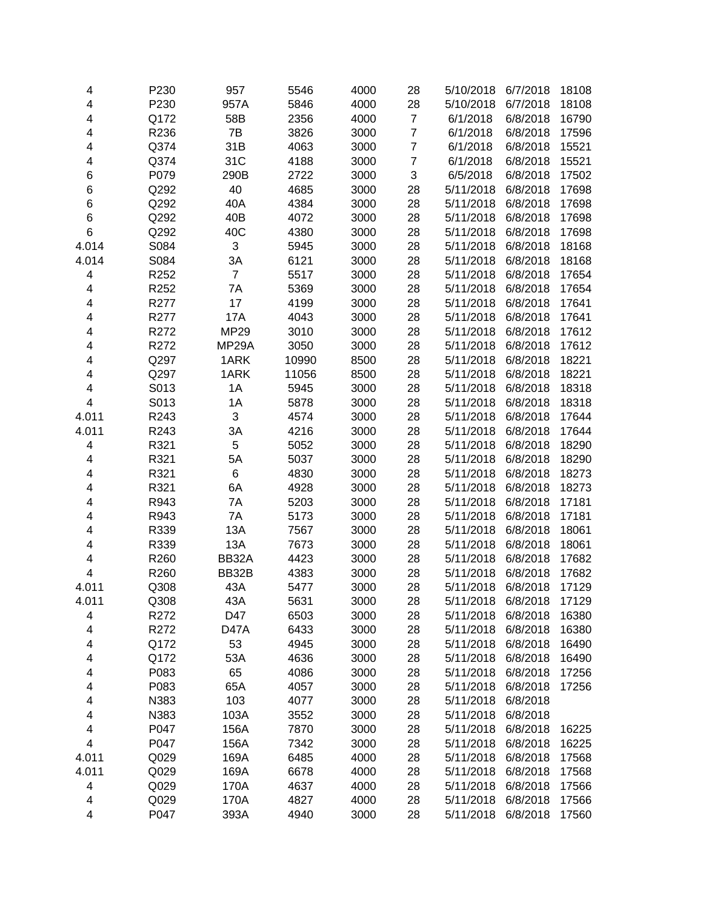| | | | | | | | | |
|---|---|---|---|---|---|---|---|---|
| 4 | P230 | 957 | 5546 | 4000 | 28 | 5/10/2018 | 6/7/2018 | 18108 |
| 4 | P230 | 957A | 5846 | 4000 | 28 | 5/10/2018 | 6/7/2018 | 18108 |
| 4 | Q172 | 58B | 2356 | 4000 | 7 | 6/1/2018 | 6/8/2018 | 16790 |
| 4 | R236 | 7B | 3826 | 3000 | 7 | 6/1/2018 | 6/8/2018 | 17596 |
| 4 | Q374 | 31B | 4063 | 3000 | 7 | 6/1/2018 | 6/8/2018 | 15521 |
| 4 | Q374 | 31C | 4188 | 3000 | 7 | 6/1/2018 | 6/8/2018 | 15521 |
| 6 | P079 | 290B | 2722 | 3000 | 3 | 6/5/2018 | 6/8/2018 | 17502 |
| 6 | Q292 | 40 | 4685 | 3000 | 28 | 5/11/2018 | 6/8/2018 | 17698 |
| 6 | Q292 | 40A | 4384 | 3000 | 28 | 5/11/2018 | 6/8/2018 | 17698 |
| 6 | Q292 | 40B | 4072 | 3000 | 28 | 5/11/2018 | 6/8/2018 | 17698 |
| 6 | Q292 | 40C | 4380 | 3000 | 28 | 5/11/2018 | 6/8/2018 | 17698 |
| 4.014 | S084 | 3 | 5945 | 3000 | 28 | 5/11/2018 | 6/8/2018 | 18168 |
| 4.014 | S084 | 3A | 6121 | 3000 | 28 | 5/11/2018 | 6/8/2018 | 18168 |
| 4 | R252 | 7 | 5517 | 3000 | 28 | 5/11/2018 | 6/8/2018 | 17654 |
| 4 | R252 | 7A | 5369 | 3000 | 28 | 5/11/2018 | 6/8/2018 | 17654 |
| 4 | R277 | 17 | 4199 | 3000 | 28 | 5/11/2018 | 6/8/2018 | 17641 |
| 4 | R277 | 17A | 4043 | 3000 | 28 | 5/11/2018 | 6/8/2018 | 17641 |
| 4 | R272 | MP29 | 3010 | 3000 | 28 | 5/11/2018 | 6/8/2018 | 17612 |
| 4 | R272 | MP29A | 3050 | 3000 | 28 | 5/11/2018 | 6/8/2018 | 17612 |
| 4 | Q297 | 1ARK | 10990 | 8500 | 28 | 5/11/2018 | 6/8/2018 | 18221 |
| 4 | Q297 | 1ARK | 11056 | 8500 | 28 | 5/11/2018 | 6/8/2018 | 18221 |
| 4 | S013 | 1A | 5945 | 3000 | 28 | 5/11/2018 | 6/8/2018 | 18318 |
| 4 | S013 | 1A | 5878 | 3000 | 28 | 5/11/2018 | 6/8/2018 | 18318 |
| 4.011 | R243 | 3 | 4574 | 3000 | 28 | 5/11/2018 | 6/8/2018 | 17644 |
| 4.011 | R243 | 3A | 4216 | 3000 | 28 | 5/11/2018 | 6/8/2018 | 17644 |
| 4 | R321 | 5 | 5052 | 3000 | 28 | 5/11/2018 | 6/8/2018 | 18290 |
| 4 | R321 | 5A | 5037 | 3000 | 28 | 5/11/2018 | 6/8/2018 | 18290 |
| 4 | R321 | 6 | 4830 | 3000 | 28 | 5/11/2018 | 6/8/2018 | 18273 |
| 4 | R321 | 6A | 4928 | 3000 | 28 | 5/11/2018 | 6/8/2018 | 18273 |
| 4 | R943 | 7A | 5203 | 3000 | 28 | 5/11/2018 | 6/8/2018 | 17181 |
| 4 | R943 | 7A | 5173 | 3000 | 28 | 5/11/2018 | 6/8/2018 | 17181 |
| 4 | R339 | 13A | 7567 | 3000 | 28 | 5/11/2018 | 6/8/2018 | 18061 |
| 4 | R339 | 13A | 7673 | 3000 | 28 | 5/11/2018 | 6/8/2018 | 18061 |
| 4 | R260 | BB32A | 4423 | 3000 | 28 | 5/11/2018 | 6/8/2018 | 17682 |
| 4 | R260 | BB32B | 4383 | 3000 | 28 | 5/11/2018 | 6/8/2018 | 17682 |
| 4.011 | Q308 | 43A | 5477 | 3000 | 28 | 5/11/2018 | 6/8/2018 | 17129 |
| 4.011 | Q308 | 43A | 5631 | 3000 | 28 | 5/11/2018 | 6/8/2018 | 17129 |
| 4 | R272 | D47 | 6503 | 3000 | 28 | 5/11/2018 | 6/8/2018 | 16380 |
| 4 | R272 | D47A | 6433 | 3000 | 28 | 5/11/2018 | 6/8/2018 | 16380 |
| 4 | Q172 | 53 | 4945 | 3000 | 28 | 5/11/2018 | 6/8/2018 | 16490 |
| 4 | Q172 | 53A | 4636 | 3000 | 28 | 5/11/2018 | 6/8/2018 | 16490 |
| 4 | P083 | 65 | 4086 | 3000 | 28 | 5/11/2018 | 6/8/2018 | 17256 |
| 4 | P083 | 65A | 4057 | 3000 | 28 | 5/11/2018 | 6/8/2018 | 17256 |
| 4 | N383 | 103 | 4077 | 3000 | 28 | 5/11/2018 | 6/8/2018 | |
| 4 | N383 | 103A | 3552 | 3000 | 28 | 5/11/2018 | 6/8/2018 | |
| 4 | P047 | 156A | 7870 | 3000 | 28 | 5/11/2018 | 6/8/2018 | 16225 |
| 4 | P047 | 156A | 7342 | 3000 | 28 | 5/11/2018 | 6/8/2018 | 16225 |
| 4.011 | Q029 | 169A | 6485 | 4000 | 28 | 5/11/2018 | 6/8/2018 | 17568 |
| 4.011 | Q029 | 169A | 6678 | 4000 | 28 | 5/11/2018 | 6/8/2018 | 17568 |
| 4 | Q029 | 170A | 4637 | 4000 | 28 | 5/11/2018 | 6/8/2018 | 17566 |
| 4 | Q029 | 170A | 4827 | 4000 | 28 | 5/11/2018 | 6/8/2018 | 17566 |
| 4 | P047 | 393A | 4940 | 3000 | 28 | 5/11/2018 | 6/8/2018 | 17560 |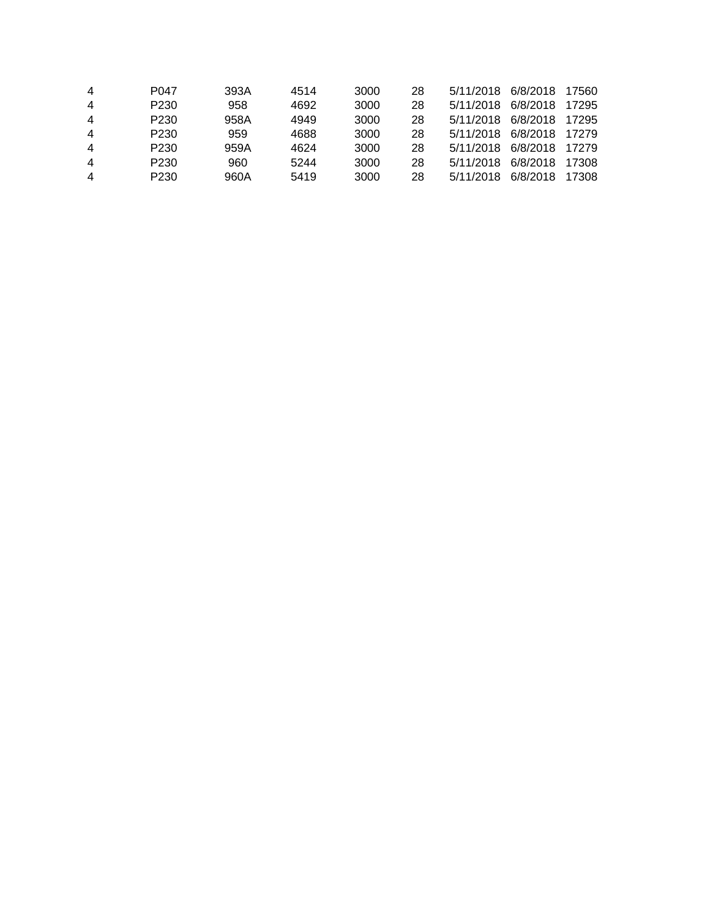| | | | | | | | | |
|---|---|---|---|---|---|---|---|---|
| 4 | P047 | 393A | 4514 | 3000 | 28 | 5/11/2018 | 6/8/2018 | 17560 |
| 4 | P230 | 958 | 4692 | 3000 | 28 | 5/11/2018 | 6/8/2018 | 17295 |
| 4 | P230 | 958A | 4949 | 3000 | 28 | 5/11/2018 | 6/8/2018 | 17295 |
| 4 | P230 | 959 | 4688 | 3000 | 28 | 5/11/2018 | 6/8/2018 | 17279 |
| 4 | P230 | 959A | 4624 | 3000 | 28 | 5/11/2018 | 6/8/2018 | 17279 |
| 4 | P230 | 960 | 5244 | 3000 | 28 | 5/11/2018 | 6/8/2018 | 17308 |
| 4 | P230 | 960A | 5419 | 3000 | 28 | 5/11/2018 | 6/8/2018 | 17308 |